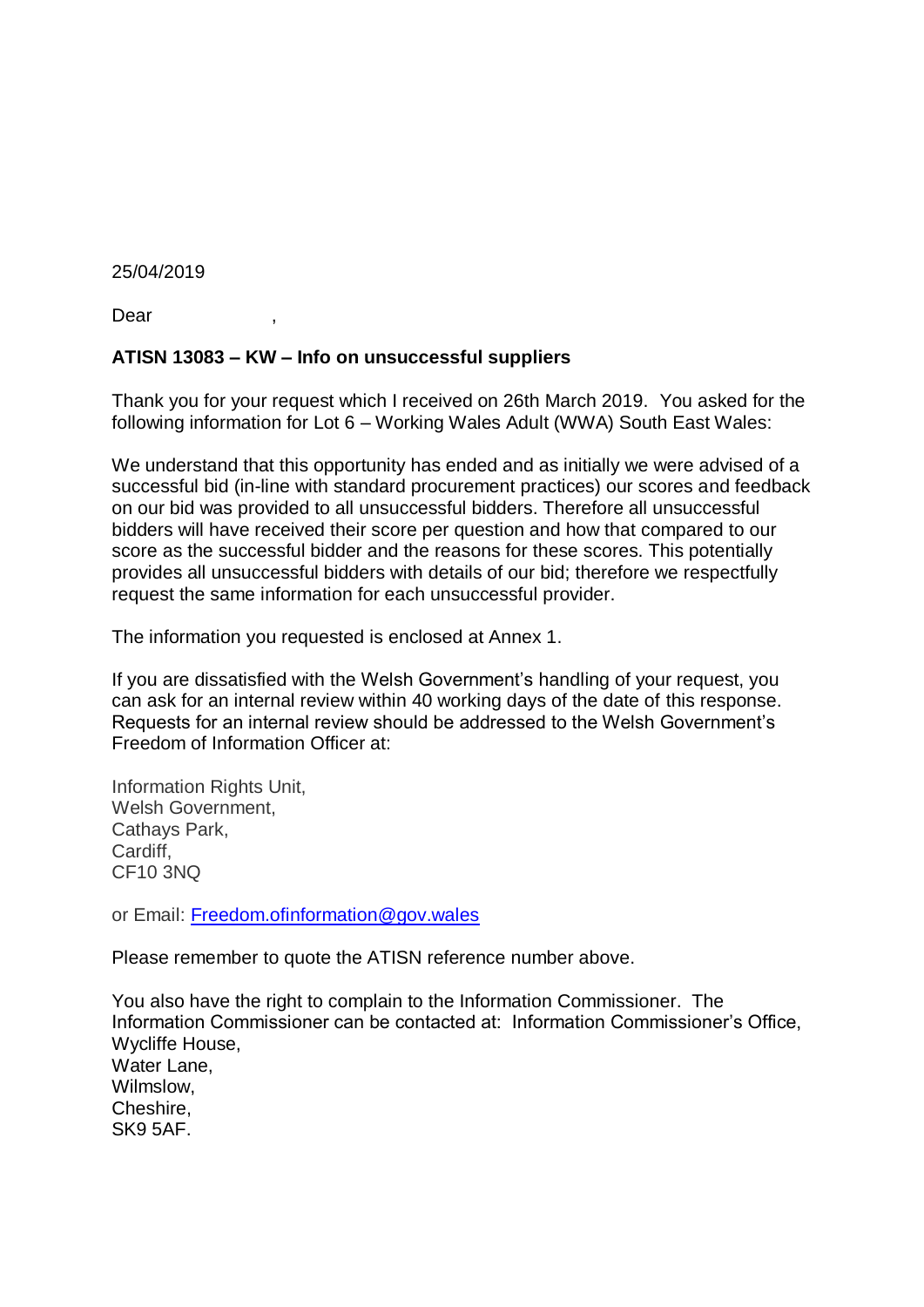25/04/2019

Dear ,

**ATISN 13083 – KW – Info on unsuccessful suppliers**

Thank you for your request which I received on 26th March 2019. You asked for the following information for Lot 6 – Working Wales Adult (WWA) South East Wales:

We understand that this opportunity has ended and as initially we were advised of a successful bid (in-line with standard procurement practices) our scores and feedback on our bid was provided to all unsuccessful bidders. Therefore all unsuccessful bidders will have received their score per question and how that compared to our score as the successful bidder and the reasons for these scores. This potentially provides all unsuccessful bidders with details of our bid; therefore we respectfully request the same information for each unsuccessful provider.

The information you requested is enclosed at Annex 1.

If you are dissatisfied with the Welsh Government's handling of your request, you can ask for an internal review within 40 working days of the date of this response. Requests for an internal review should be addressed to the Welsh Government's Freedom of Information Officer at:

Information Rights Unit,
Welsh Government,
Cathays Park,
Cardiff,
CF10 3NQ

or Email: Freedom.ofinformation@gov.wales

Please remember to quote the ATISN reference number above.

You also have the right to complain to the Information Commissioner. The Information Commissioner can be contacted at: Information Commissioner's Office,
Wycliffe House,
Water Lane,
Wilmslow,
Cheshire,
SK9 5AF.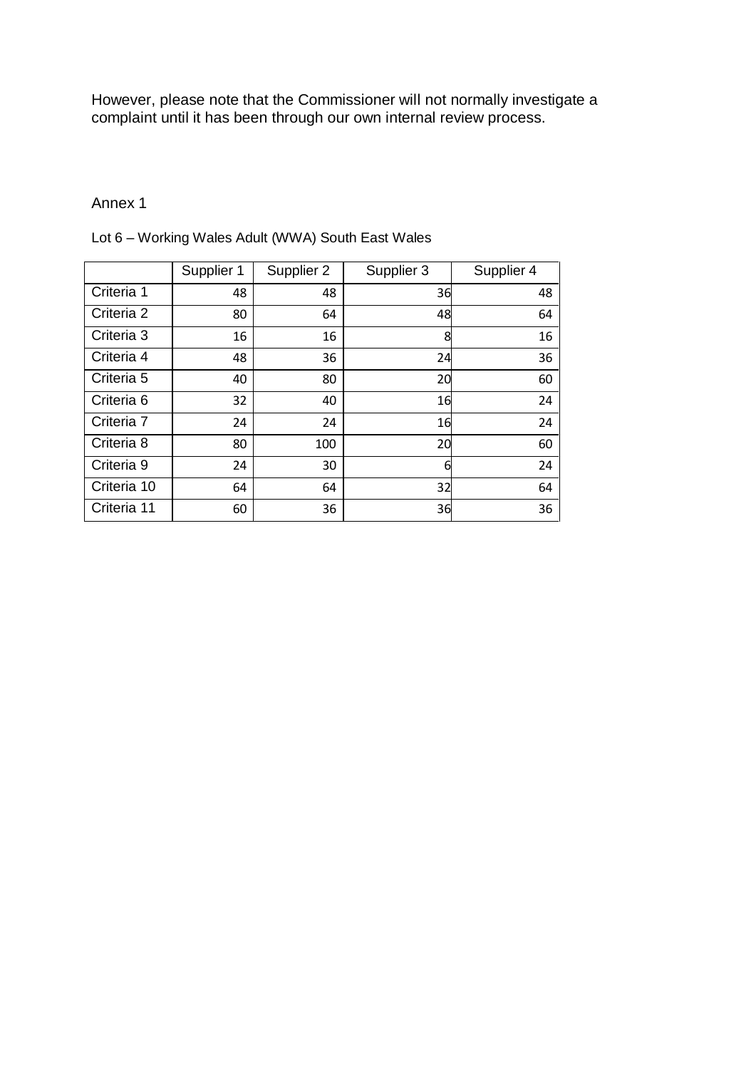However, please note that the Commissioner will not normally investigate a complaint until it has been through our own internal review process.

Annex 1

Lot 6 – Working Wales Adult (WWA) South East Wales

| | Supplier 1 | Supplier 2 | Supplier 3 | Supplier 4 |
|---|---|---|---|---|
| Criteria 1 | 48 | 48 | 36 | 48 |
| Criteria 2 | 80 | 64 | 48 | 64 |
| Criteria 3 | 16 | 16 | 8 | 16 |
| Criteria 4 | 48 | 36 | 24 | 36 |
| Criteria 5 | 40 | 80 | 20 | 60 |
| Criteria 6 | 32 | 40 | 16 | 24 |
| Criteria 7 | 24 | 24 | 16 | 24 |
| Criteria 8 | 80 | 100 | 20 | 60 |
| Criteria 9 | 24 | 30 | 6 | 24 |
| Criteria 10 | 64 | 64 | 32 | 64 |
| Criteria 11 | 60 | 36 | 36 | 36 |